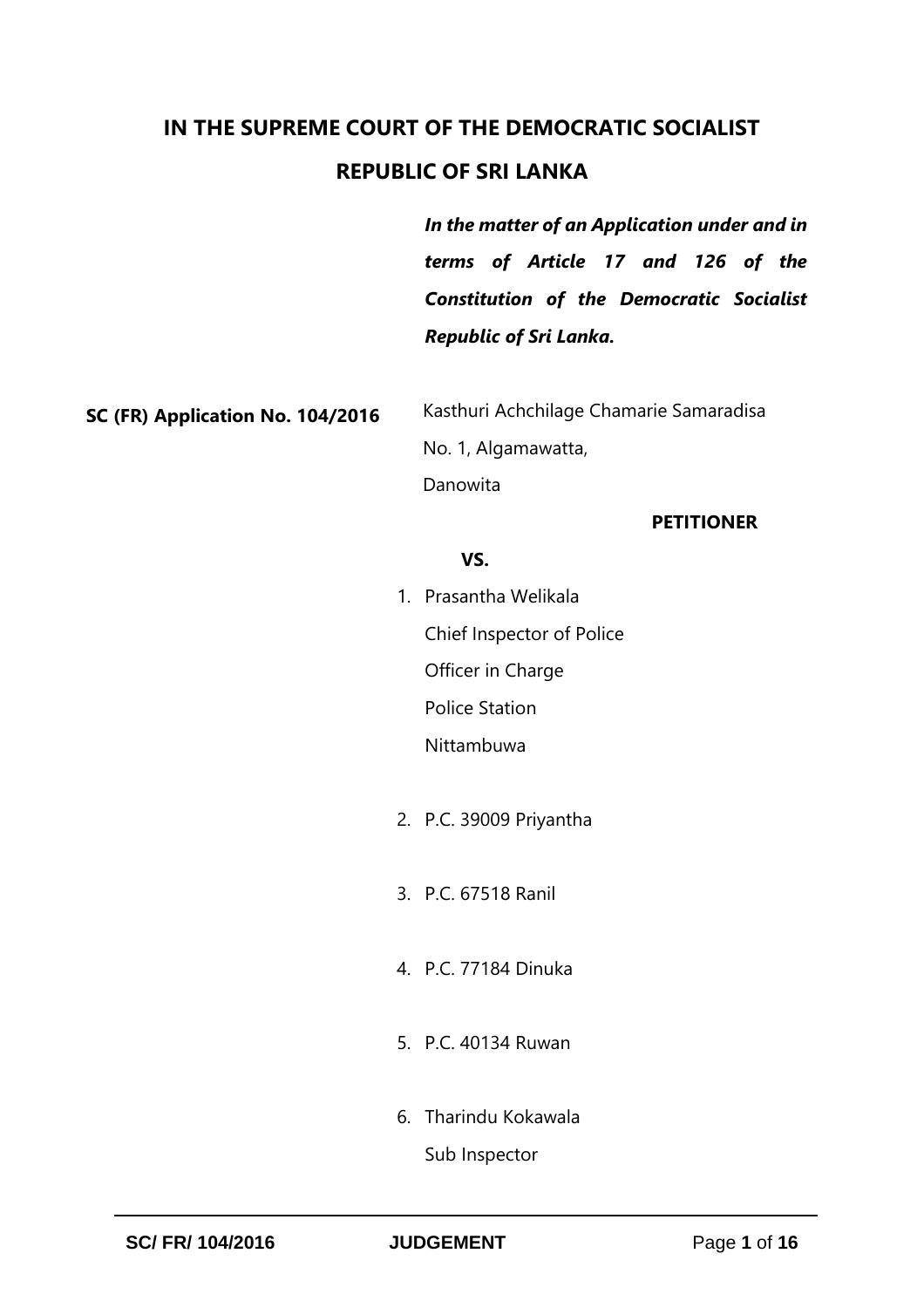# IN THE SUPREME COURT OF THE DEMOCRATIC SOCIALIST REPUBLIC OF SRI LANKA

***In the matter of an Application under and in terms of Article 17 and 126 of the Constitution of the Democratic Socialist Republic of Sri Lanka.***

**SC (FR) Application No. 104/2016**

Kasthuri Achchilage Chamarie Samaradisa
No. 1, Algamawatta,
Danowita

**PETITIONER**

**VS.**

1. Prasantha Welikala
   Chief Inspector of Police
   Officer in Charge
   Police Station
   Nittambuwa

2. P.C. 39009 Priyantha

3. P.C. 67518 Ranil

4. P.C. 77184 Dinuka

5. P.C. 40134 Ruwan

6. Tharindu Kokawala
   Sub Inspector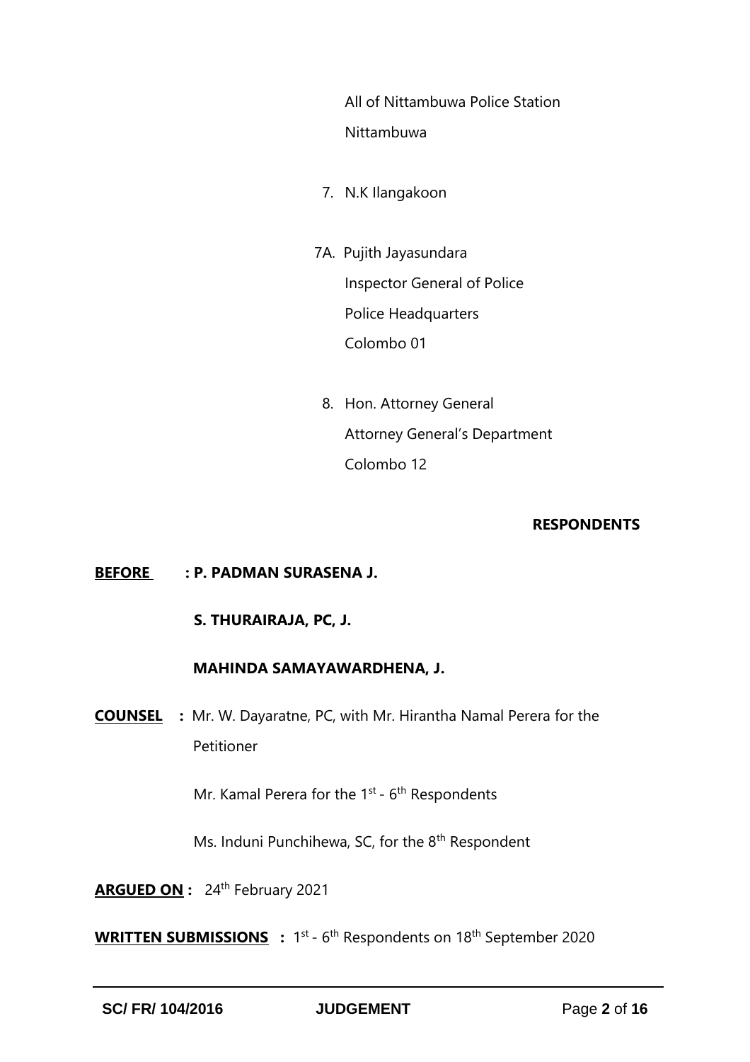All of Nittambuwa Police Station
Nittambuwa

7. N.K Ilangakoon

7A. Pujith Jayasundara
Inspector General of Police
Police Headquarters
Colombo 01

8. Hon. Attorney General
Attorney General's Department
Colombo 12

**RESPONDENTS**

**BEFORE : P. PADMAN SURASENA J.**

**S. THURAIRAJA, PC, J.**

**MAHINDA SAMAYAWARDHENA, J.**

**COUNSEL :** Mr. W. Dayaratne, PC, with Mr. Hirantha Namal Perera for the Petitioner

Mr. Kamal Perera for the 1st - 6th Respondents

Ms. Induni Punchihewa, SC, for the 8th Respondent

**ARGUED ON :** 24th February 2021

**WRITTEN SUBMISSIONS :** 1st - 6th Respondents on 18th September 2020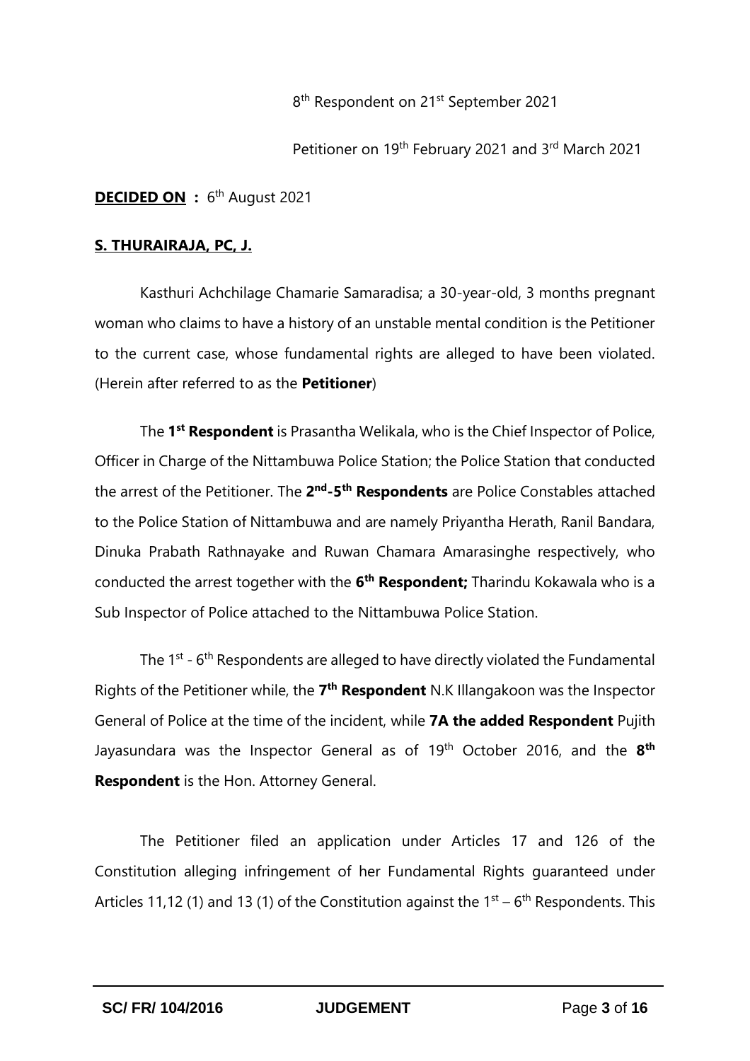8th Respondent on 21st September 2021

Petitioner on 19th February 2021 and 3rd March 2021

**DECIDED ON :** 6th August 2021

**S. THURAIRAJA, PC, J.**

Kasthuri Achchilage Chamarie Samaradisa; a 30-year-old, 3 months pregnant woman who claims to have a history of an unstable mental condition is the Petitioner to the current case, whose fundamental rights are alleged to have been violated. (Herein after referred to as the **Petitioner**)

The **1st Respondent** is Prasantha Welikala, who is the Chief Inspector of Police, Officer in Charge of the Nittambuwa Police Station; the Police Station that conducted the arrest of the Petitioner. The **2nd-5th Respondents** are Police Constables attached to the Police Station of Nittambuwa and are namely Priyantha Herath, Ranil Bandara, Dinuka Prabath Rathnayake and Ruwan Chamara Amarasinghe respectively, who conducted the arrest together with the **6th Respondent;** Tharindu Kokawala who is a Sub Inspector of Police attached to the Nittambuwa Police Station.

The 1st - 6th Respondents are alleged to have directly violated the Fundamental Rights of the Petitioner while, the **7th Respondent** N.K Illangakoon was the Inspector General of Police at the time of the incident, while **7A the added Respondent** Pujith Jayasundara was the Inspector General as of 19th October 2016, and the **8th Respondent** is the Hon. Attorney General.

The Petitioner filed an application under Articles 17 and 126 of the Constitution alleging infringement of her Fundamental Rights guaranteed under Articles 11,12 (1) and 13 (1) of the Constitution against the 1st – 6th Respondents. This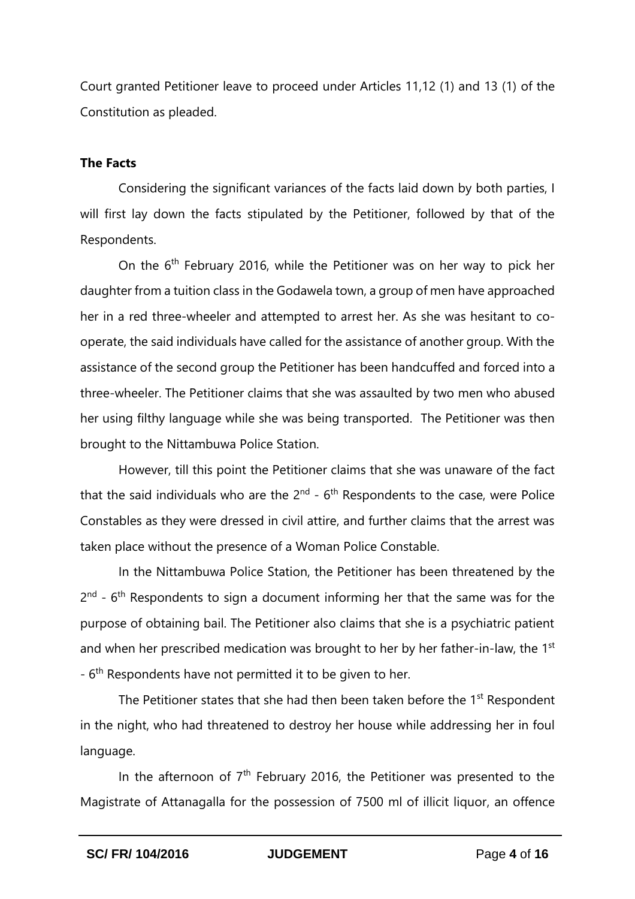Court granted Petitioner leave to proceed under Articles 11,12 (1) and 13 (1) of the Constitution as pleaded.

**The Facts**

Considering the significant variances of the facts laid down by both parties, I will first lay down the facts stipulated by the Petitioner, followed by that of the Respondents.

On the 6th February 2016, while the Petitioner was on her way to pick her daughter from a tuition class in the Godawela town, a group of men have approached her in a red three-wheeler and attempted to arrest her. As she was hesitant to co-operate, the said individuals have called for the assistance of another group. With the assistance of the second group the Petitioner has been handcuffed and forced into a three-wheeler. The Petitioner claims that she was assaulted by two men who abused her using filthy language while she was being transported. The Petitioner was then brought to the Nittambuwa Police Station.

However, till this point the Petitioner claims that she was unaware of the fact that the said individuals who are the 2nd - 6th Respondents to the case, were Police Constables as they were dressed in civil attire, and further claims that the arrest was taken place without the presence of a Woman Police Constable.

In the Nittambuwa Police Station, the Petitioner has been threatened by the 2nd - 6th Respondents to sign a document informing her that the same was for the purpose of obtaining bail. The Petitioner also claims that she is a psychiatric patient and when her prescribed medication was brought to her by her father-in-law, the 1st - 6th Respondents have not permitted it to be given to her.

The Petitioner states that she had then been taken before the 1st Respondent in the night, who had threatened to destroy her house while addressing her in foul language.

In the afternoon of 7th February 2016, the Petitioner was presented to the Magistrate of Attanagalla for the possession of 7500 ml of illicit liquor, an offence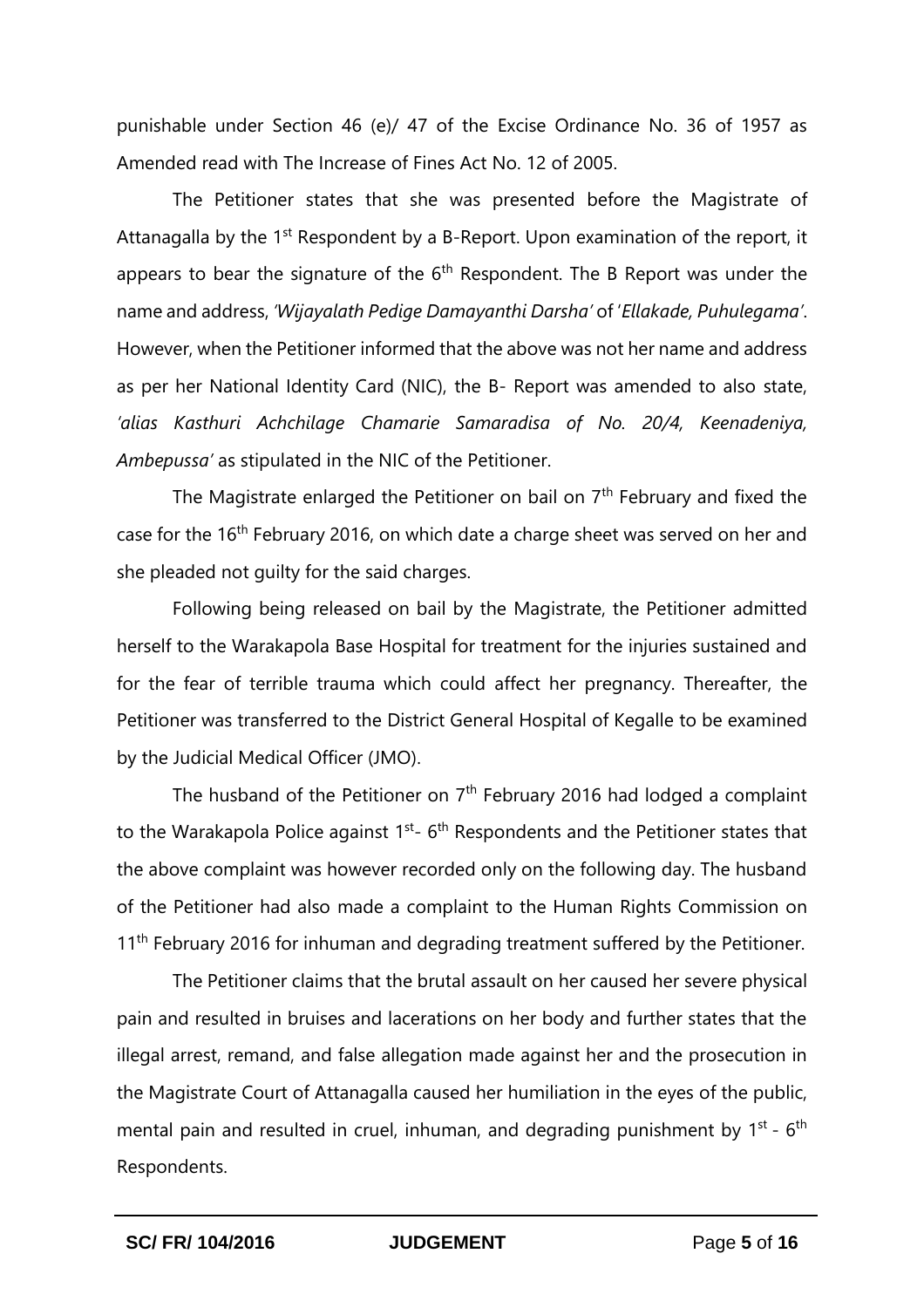punishable under Section 46 (e)/ 47 of the Excise Ordinance No. 36 of 1957 as Amended read with The Increase of Fines Act No. 12 of 2005.

The Petitioner states that she was presented before the Magistrate of Attanagalla by the 1st Respondent by a B-Report. Upon examination of the report, it appears to bear the signature of the 6th Respondent. The B Report was under the name and address, *'Wijayalath Pedige Damayanthi Darsha'* of '*Ellakade, Puhulegama'*. However, when the Petitioner informed that the above was not her name and address as per her National Identity Card (NIC), the B- Report was amended to also state, *'alias Kasthuri Achchilage Chamarie Samaradisa of No. 20/4, Keenadeniya, Ambepussa'* as stipulated in the NIC of the Petitioner.

The Magistrate enlarged the Petitioner on bail on 7th February and fixed the case for the 16th February 2016, on which date a charge sheet was served on her and she pleaded not guilty for the said charges.

Following being released on bail by the Magistrate, the Petitioner admitted herself to the Warakapola Base Hospital for treatment for the injuries sustained and for the fear of terrible trauma which could affect her pregnancy. Thereafter, the Petitioner was transferred to the District General Hospital of Kegalle to be examined by the Judicial Medical Officer (JMO).

The husband of the Petitioner on 7th February 2016 had lodged a complaint to the Warakapola Police against 1st- 6th Respondents and the Petitioner states that the above complaint was however recorded only on the following day. The husband of the Petitioner had also made a complaint to the Human Rights Commission on 11th February 2016 for inhuman and degrading treatment suffered by the Petitioner.

The Petitioner claims that the brutal assault on her caused her severe physical pain and resulted in bruises and lacerations on her body and further states that the illegal arrest, remand, and false allegation made against her and the prosecution in the Magistrate Court of Attanagalla caused her humiliation in the eyes of the public, mental pain and resulted in cruel, inhuman, and degrading punishment by 1st - 6th Respondents.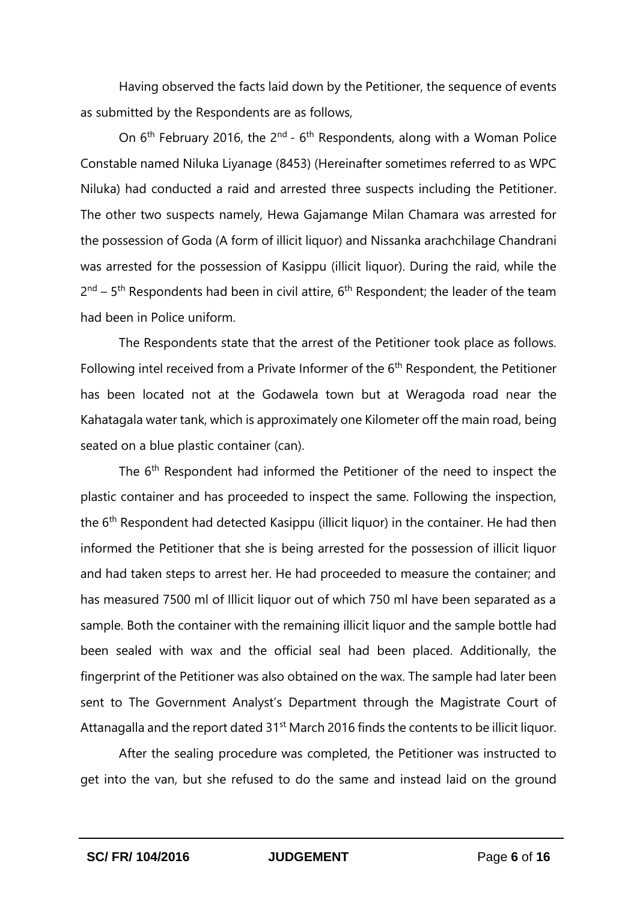Having observed the facts laid down by the Petitioner, the sequence of events as submitted by the Respondents are as follows,

On 6th February 2016, the 2nd - 6th Respondents, along with a Woman Police Constable named Niluka Liyanage (8453) (Hereinafter sometimes referred to as WPC Niluka) had conducted a raid and arrested three suspects including the Petitioner. The other two suspects namely, Hewa Gajamange Milan Chamara was arrested for the possession of Goda (A form of illicit liquor) and Nissanka arachchilage Chandrani was arrested for the possession of Kasippu (illicit liquor). During the raid, while the 2nd – 5th Respondents had been in civil attire, 6th Respondent; the leader of the team had been in Police uniform.

The Respondents state that the arrest of the Petitioner took place as follows. Following intel received from a Private Informer of the 6th Respondent, the Petitioner has been located not at the Godawela town but at Weragoda road near the Kahatagala water tank, which is approximately one Kilometer off the main road, being seated on a blue plastic container (can).

The 6th Respondent had informed the Petitioner of the need to inspect the plastic container and has proceeded to inspect the same. Following the inspection, the 6th Respondent had detected Kasippu (illicit liquor) in the container. He had then informed the Petitioner that she is being arrested for the possession of illicit liquor and had taken steps to arrest her. He had proceeded to measure the container; and has measured 7500 ml of Illicit liquor out of which 750 ml have been separated as a sample. Both the container with the remaining illicit liquor and the sample bottle had been sealed with wax and the official seal had been placed. Additionally, the fingerprint of the Petitioner was also obtained on the wax. The sample had later been sent to The Government Analyst's Department through the Magistrate Court of Attanagalla and the report dated 31st March 2016 finds the contents to be illicit liquor.

After the sealing procedure was completed, the Petitioner was instructed to get into the van, but she refused to do the same and instead laid on the ground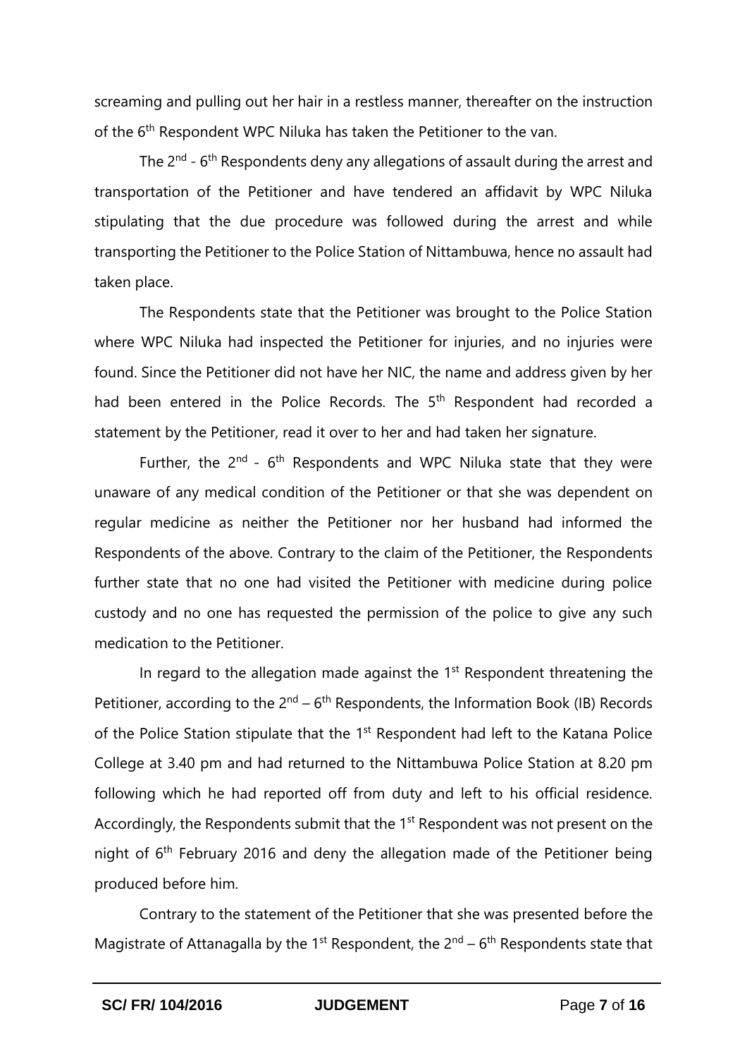screaming and pulling out her hair in a restless manner, thereafter on the instruction of the 6th Respondent WPC Niluka has taken the Petitioner to the van.

The 2nd - 6th Respondents deny any allegations of assault during the arrest and transportation of the Petitioner and have tendered an affidavit by WPC Niluka stipulating that the due procedure was followed during the arrest and while transporting the Petitioner to the Police Station of Nittambuwa, hence no assault had taken place.

The Respondents state that the Petitioner was brought to the Police Station where WPC Niluka had inspected the Petitioner for injuries, and no injuries were found. Since the Petitioner did not have her NIC, the name and address given by her had been entered in the Police Records. The 5th Respondent had recorded a statement by the Petitioner, read it over to her and had taken her signature.

Further, the 2nd - 6th Respondents and WPC Niluka state that they were unaware of any medical condition of the Petitioner or that she was dependent on regular medicine as neither the Petitioner nor her husband had informed the Respondents of the above. Contrary to the claim of the Petitioner, the Respondents further state that no one had visited the Petitioner with medicine during police custody and no one has requested the permission of the police to give any such medication to the Petitioner.

In regard to the allegation made against the 1st Respondent threatening the Petitioner, according to the 2nd – 6th Respondents, the Information Book (IB) Records of the Police Station stipulate that the 1st Respondent had left to the Katana Police College at 3.40 pm and had returned to the Nittambuwa Police Station at 8.20 pm following which he had reported off from duty and left to his official residence. Accordingly, the Respondents submit that the 1st Respondent was not present on the night of 6th February 2016 and deny the allegation made of the Petitioner being produced before him.

Contrary to the statement of the Petitioner that she was presented before the Magistrate of Attanagalla by the 1st Respondent, the 2nd – 6th Respondents state that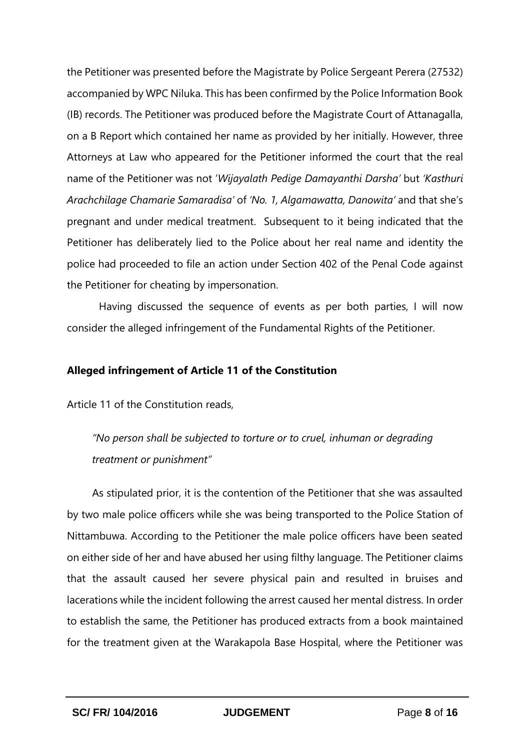the Petitioner was presented before the Magistrate by Police Sergeant Perera (27532) accompanied by WPC Niluka. This has been confirmed by the Police Information Book (IB) records. The Petitioner was produced before the Magistrate Court of Attanagalla, on a B Report which contained her name as provided by her initially. However, three Attorneys at Law who appeared for the Petitioner informed the court that the real name of the Petitioner was not '*Wijayalath Pedige Damayanthi Darsha*' but *'Kasthuri Arachchilage Chamarie Samaradisa'* of *'No. 1, Algamawatta, Danowita'* and that she's pregnant and under medical treatment. Subsequent to it being indicated that the Petitioner has deliberately lied to the Police about her real name and identity the police had proceeded to file an action under Section 402 of the Penal Code against the Petitioner for cheating by impersonation.

Having discussed the sequence of events as per both parties, I will now consider the alleged infringement of the Fundamental Rights of the Petitioner.

**Alleged infringement of Article 11 of the Constitution**

Article 11 of the Constitution reads,

> *"No person shall be subjected to torture or to cruel, inhuman or degrading treatment or punishment"*

As stipulated prior, it is the contention of the Petitioner that she was assaulted by two male police officers while she was being transported to the Police Station of Nittambuwa. According to the Petitioner the male police officers have been seated on either side of her and have abused her using filthy language. The Petitioner claims that the assault caused her severe physical pain and resulted in bruises and lacerations while the incident following the arrest caused her mental distress. In order to establish the same, the Petitioner has produced extracts from a book maintained for the treatment given at the Warakapola Base Hospital, where the Petitioner was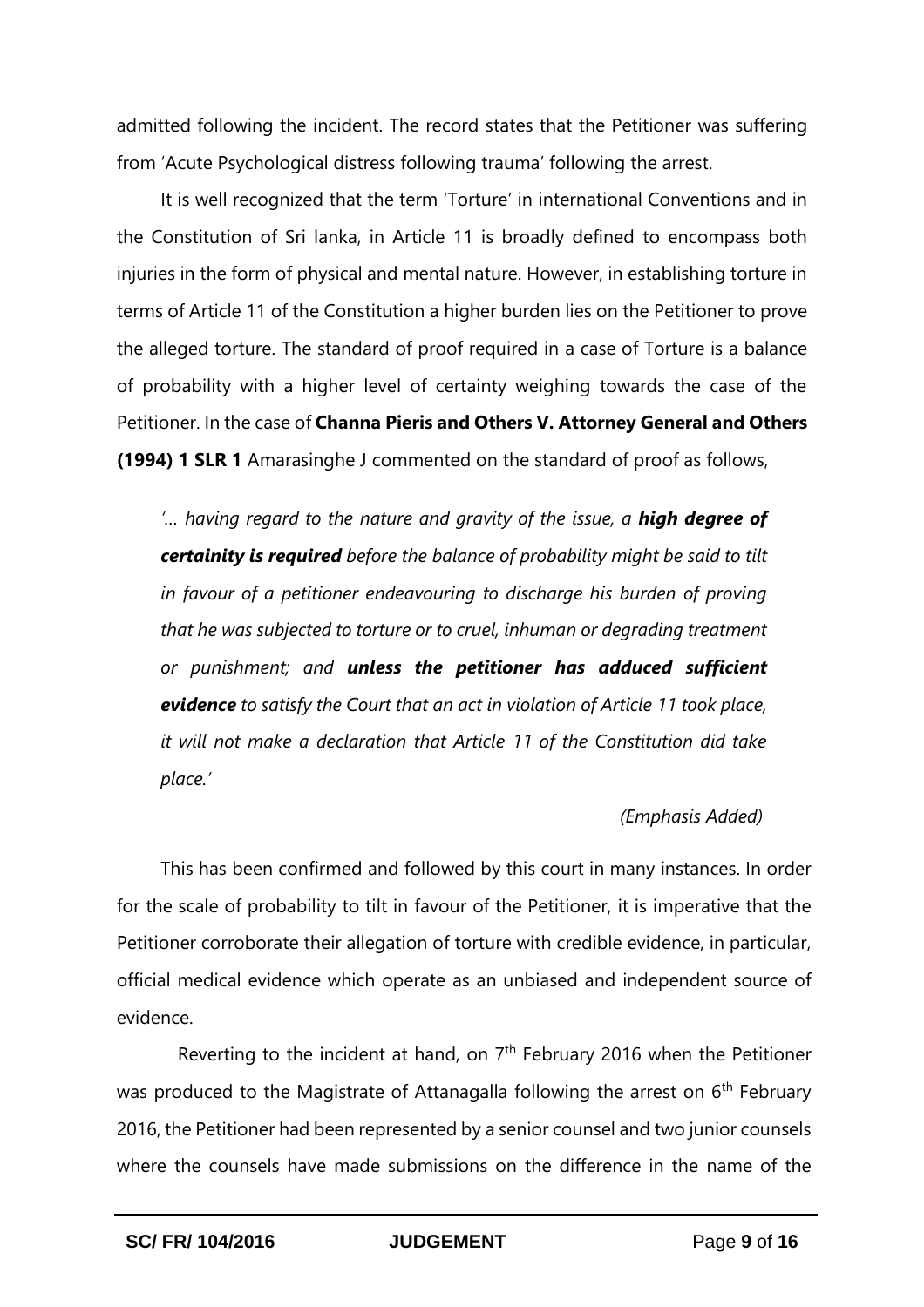admitted following the incident. The record states that the Petitioner was suffering from 'Acute Psychological distress following trauma' following the arrest.

It is well recognized that the term 'Torture' in international Conventions and in the Constitution of Sri lanka, in Article 11 is broadly defined to encompass both injuries in the form of physical and mental nature. However, in establishing torture in terms of Article 11 of the Constitution a higher burden lies on the Petitioner to prove the alleged torture. The standard of proof required in a case of Torture is a balance of probability with a higher level of certainty weighing towards the case of the Petitioner. In the case of **Channa Pieris and Others V. Attorney General and Others (1994) 1 SLR 1** Amarasinghe J commented on the standard of proof as follows,

> *'… having regard to the nature and gravity of the issue, a **high degree of certainity is required** before the balance of probability might be said to tilt in favour of a petitioner endeavouring to discharge his burden of proving that he was subjected to torture or to cruel, inhuman or degrading treatment or punishment; and **unless the petitioner has adduced sufficient evidence** to satisfy the Court that an act in violation of Article 11 took place, it will not make a declaration that Article 11 of the Constitution did take place.'*
>
> *(Emphasis Added)*

This has been confirmed and followed by this court in many instances. In order for the scale of probability to tilt in favour of the Petitioner, it is imperative that the Petitioner corroborate their allegation of torture with credible evidence, in particular, official medical evidence which operate as an unbiased and independent source of evidence.

Reverting to the incident at hand, on 7th February 2016 when the Petitioner was produced to the Magistrate of Attanagalla following the arrest on 6th February 2016, the Petitioner had been represented by a senior counsel and two junior counsels where the counsels have made submissions on the difference in the name of the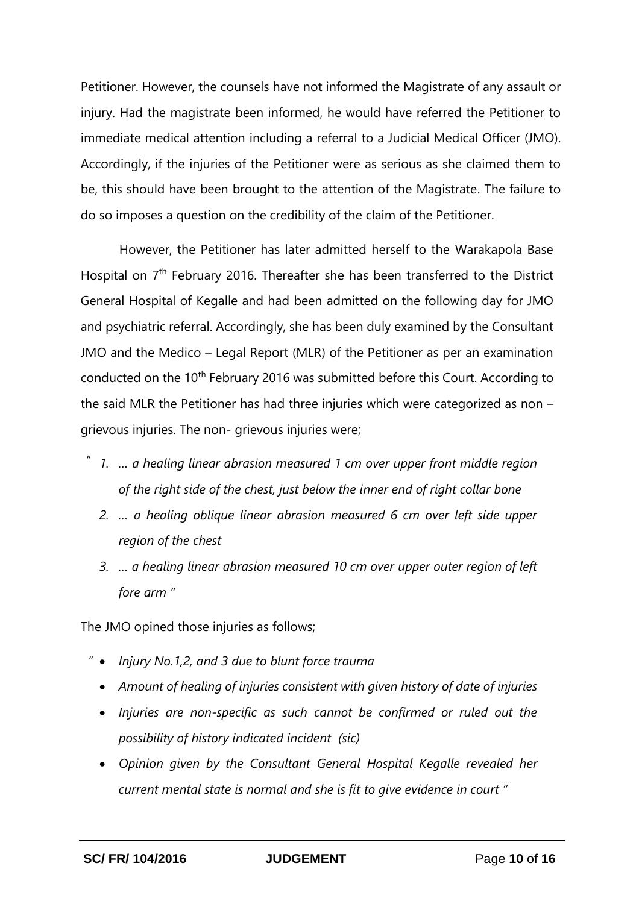Petitioner. However, the counsels have not informed the Magistrate of any assault or injury. Had the magistrate been informed, he would have referred the Petitioner to immediate medical attention including a referral to a Judicial Medical Officer (JMO). Accordingly, if the injuries of the Petitioner were as serious as she claimed them to be, this should have been brought to the attention of the Magistrate. The failure to do so imposes a question on the credibility of the claim of the Petitioner.

However, the Petitioner has later admitted herself to the Warakapola Base Hospital on 7th February 2016. Thereafter she has been transferred to the District General Hospital of Kegalle and had been admitted on the following day for JMO and psychiatric referral. Accordingly, she has been duly examined by the Consultant JMO and the Medico – Legal Report (MLR) of the Petitioner as per an examination conducted on the 10th February 2016 was submitted before this Court. According to the said MLR the Petitioner has had three injuries which were categorized as non – grievous injuries. The non- grievous injuries were;

" 1. *… a healing linear abrasion measured 1 cm over upper front middle region of the right side of the chest, just below the inner end of right collar bone*
2. *… a healing oblique linear abrasion measured 6 cm over left side upper region of the chest*
3. *… a healing linear abrasion measured 10 cm over upper outer region of left fore arm* "

The JMO opined those injuries as follows;

" - *Injury No.1,2, and 3 due to blunt force trauma*
- *Amount of healing of injuries consistent with given history of date of injuries*
- *Injuries are non-specific as such cannot be confirmed or ruled out the possibility of history indicated incident (sic)*
- *Opinion given by the Consultant General Hospital Kegalle revealed her current mental state is normal and she is fit to give evidence in court* "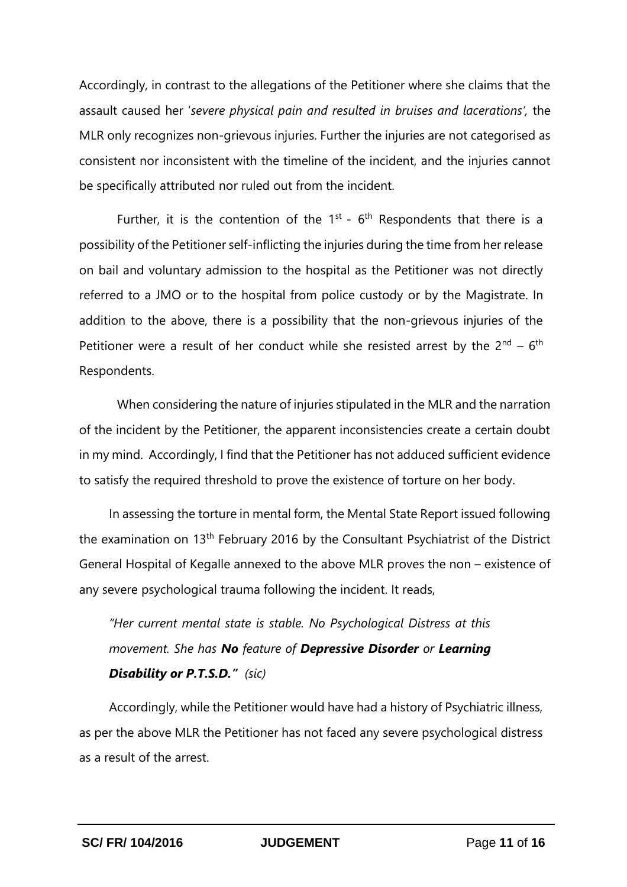Accordingly, in contrast to the allegations of the Petitioner where she claims that the assault caused her '*severe physical pain and resulted in bruises and lacerations'*, the MLR only recognizes non-grievous injuries. Further the injuries are not categorised as consistent nor inconsistent with the timeline of the incident, and the injuries cannot be specifically attributed nor ruled out from the incident.

Further, it is the contention of the 1st - 6th Respondents that there is a possibility of the Petitioner self-inflicting the injuries during the time from her release on bail and voluntary admission to the hospital as the Petitioner was not directly referred to a JMO or to the hospital from police custody or by the Magistrate. In addition to the above, there is a possibility that the non-grievous injuries of the Petitioner were a result of her conduct while she resisted arrest by the 2nd – 6th Respondents.

When considering the nature of injuries stipulated in the MLR and the narration of the incident by the Petitioner, the apparent inconsistencies create a certain doubt in my mind. Accordingly, I find that the Petitioner has not adduced sufficient evidence to satisfy the required threshold to prove the existence of torture on her body.

In assessing the torture in mental form, the Mental State Report issued following the examination on 13th February 2016 by the Consultant Psychiatrist of the District General Hospital of Kegalle annexed to the above MLR proves the non – existence of any severe psychological trauma following the incident. It reads,

> *"Her current mental state is stable. No Psychological Distress at this movement. She has* ***No*** *feature of* ***Depressive Disorder*** *or* ***Learning Disability or P.T.S.D."*** *(sic)*

Accordingly, while the Petitioner would have had a history of Psychiatric illness, as per the above MLR the Petitioner has not faced any severe psychological distress as a result of the arrest.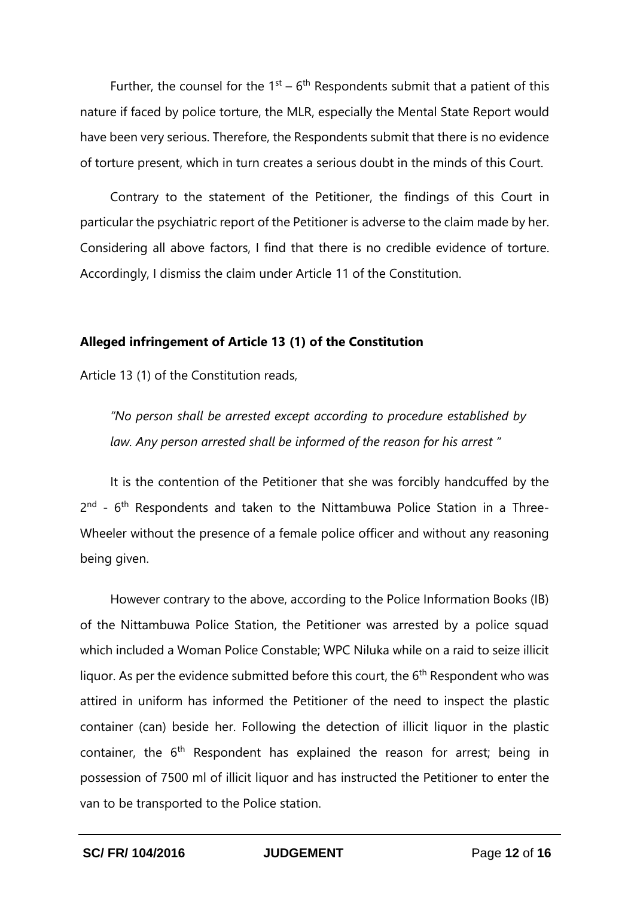Further, the counsel for the 1st – 6th Respondents submit that a patient of this nature if faced by police torture, the MLR, especially the Mental State Report would have been very serious. Therefore, the Respondents submit that there is no evidence of torture present, which in turn creates a serious doubt in the minds of this Court.

Contrary to the statement of the Petitioner, the findings of this Court in particular the psychiatric report of the Petitioner is adverse to the claim made by her. Considering all above factors, I find that there is no credible evidence of torture. Accordingly, I dismiss the claim under Article 11 of the Constitution.

**Alleged infringement of Article 13 (1) of the Constitution**

Article 13 (1) of the Constitution reads,

*"No person shall be arrested except according to procedure established by law. Any person arrested shall be informed of the reason for his arrest "*

It is the contention of the Petitioner that she was forcibly handcuffed by the 2nd - 6th Respondents and taken to the Nittambuwa Police Station in a Three-Wheeler without the presence of a female police officer and without any reasoning being given.

However contrary to the above, according to the Police Information Books (IB) of the Nittambuwa Police Station, the Petitioner was arrested by a police squad which included a Woman Police Constable; WPC Niluka while on a raid to seize illicit liquor. As per the evidence submitted before this court, the 6th Respondent who was attired in uniform has informed the Petitioner of the need to inspect the plastic container (can) beside her. Following the detection of illicit liquor in the plastic container, the 6th Respondent has explained the reason for arrest; being in possession of 7500 ml of illicit liquor and has instructed the Petitioner to enter the van to be transported to the Police station.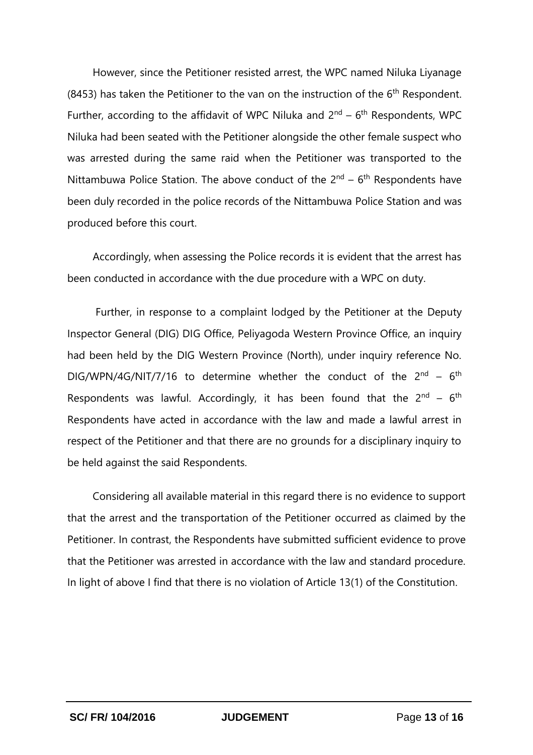However, since the Petitioner resisted arrest, the WPC named Niluka Liyanage (8453) has taken the Petitioner to the van on the instruction of the 6th Respondent. Further, according to the affidavit of WPC Niluka and 2nd – 6th Respondents, WPC Niluka had been seated with the Petitioner alongside the other female suspect who was arrested during the same raid when the Petitioner was transported to the Nittambuwa Police Station. The above conduct of the 2nd – 6th Respondents have been duly recorded in the police records of the Nittambuwa Police Station and was produced before this court.

Accordingly, when assessing the Police records it is evident that the arrest has been conducted in accordance with the due procedure with a WPC on duty.

Further, in response to a complaint lodged by the Petitioner at the Deputy Inspector General (DIG) DIG Office, Peliyagoda Western Province Office, an inquiry had been held by the DIG Western Province (North), under inquiry reference No. DIG/WPN/4G/NIT/7/16 to determine whether the conduct of the 2nd – 6th Respondents was lawful. Accordingly, it has been found that the 2nd – 6th Respondents have acted in accordance with the law and made a lawful arrest in respect of the Petitioner and that there are no grounds for a disciplinary inquiry to be held against the said Respondents.

Considering all available material in this regard there is no evidence to support that the arrest and the transportation of the Petitioner occurred as claimed by the Petitioner. In contrast, the Respondents have submitted sufficient evidence to prove that the Petitioner was arrested in accordance with the law and standard procedure. In light of above I find that there is no violation of Article 13(1) of the Constitution.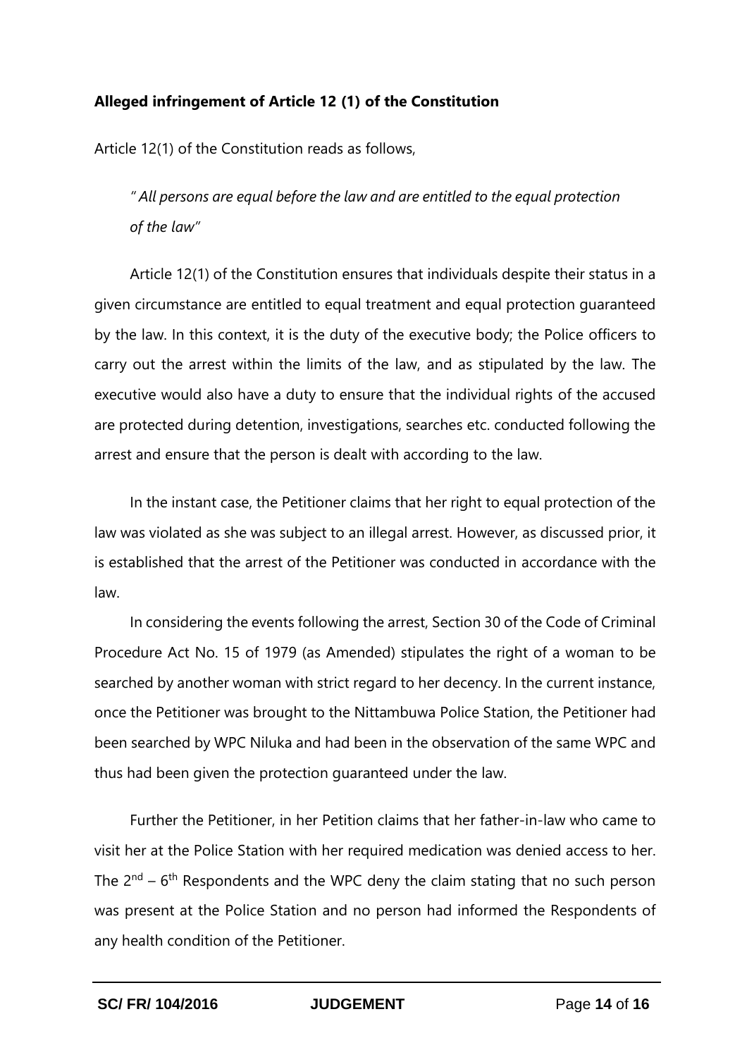**Alleged infringement of Article 12 (1) of the Constitution**

Article 12(1) of the Constitution reads as follows,

> " *All persons are equal before the law and are entitled to the equal protection of the law"*

Article 12(1) of the Constitution ensures that individuals despite their status in a given circumstance are entitled to equal treatment and equal protection guaranteed by the law. In this context, it is the duty of the executive body; the Police officers to carry out the arrest within the limits of the law, and as stipulated by the law. The executive would also have a duty to ensure that the individual rights of the accused are protected during detention, investigations, searches etc. conducted following the arrest and ensure that the person is dealt with according to the law.

In the instant case, the Petitioner claims that her right to equal protection of the law was violated as she was subject to an illegal arrest. However, as discussed prior, it is established that the arrest of the Petitioner was conducted in accordance with the law.

In considering the events following the arrest, Section 30 of the Code of Criminal Procedure Act No. 15 of 1979 (as Amended) stipulates the right of a woman to be searched by another woman with strict regard to her decency. In the current instance, once the Petitioner was brought to the Nittambuwa Police Station, the Petitioner had been searched by WPC Niluka and had been in the observation of the same WPC and thus had been given the protection guaranteed under the law.

Further the Petitioner, in her Petition claims that her father-in-law who came to visit her at the Police Station with her required medication was denied access to her. The 2nd – 6th Respondents and the WPC deny the claim stating that no such person was present at the Police Station and no person had informed the Respondents of any health condition of the Petitioner.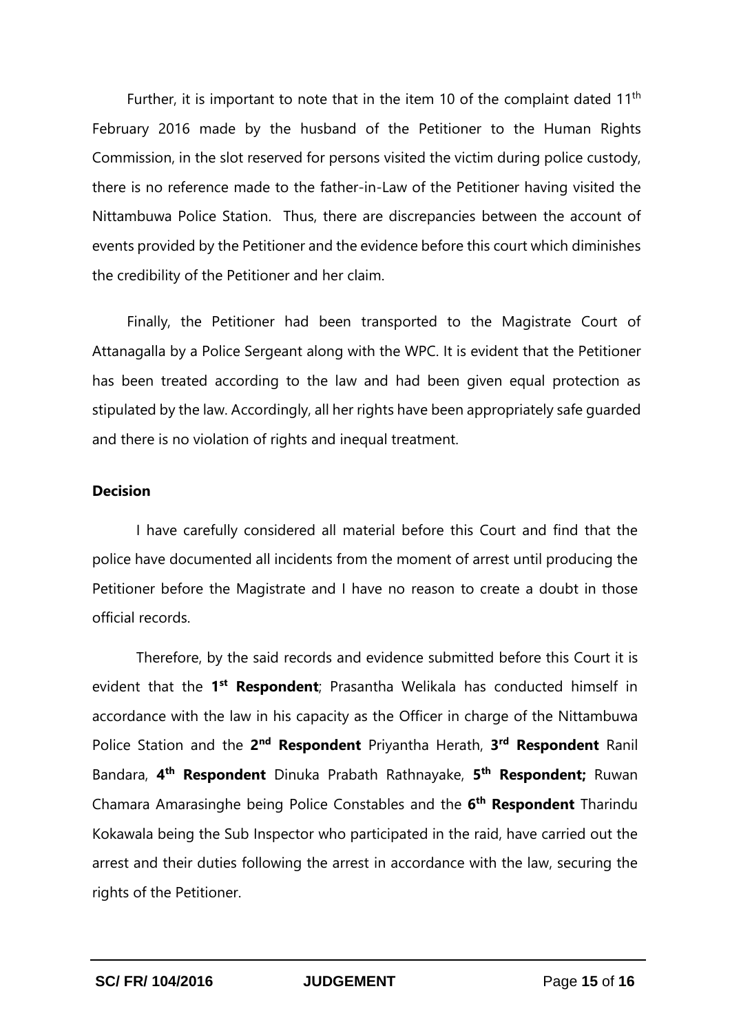Further, it is important to note that in the item 10 of the complaint dated 11th February 2016 made by the husband of the Petitioner to the Human Rights Commission, in the slot reserved for persons visited the victim during police custody, there is no reference made to the father-in-Law of the Petitioner having visited the Nittambuwa Police Station. Thus, there are discrepancies between the account of events provided by the Petitioner and the evidence before this court which diminishes the credibility of the Petitioner and her claim.

Finally, the Petitioner had been transported to the Magistrate Court of Attanagalla by a Police Sergeant along with the WPC. It is evident that the Petitioner has been treated according to the law and had been given equal protection as stipulated by the law. Accordingly, all her rights have been appropriately safe guarded and there is no violation of rights and inequal treatment.

**Decision**

I have carefully considered all material before this Court and find that the police have documented all incidents from the moment of arrest until producing the Petitioner before the Magistrate and I have no reason to create a doubt in those official records.

Therefore, by the said records and evidence submitted before this Court it is evident that the **1st Respondent**; Prasantha Welikala has conducted himself in accordance with the law in his capacity as the Officer in charge of the Nittambuwa Police Station and the **2nd Respondent** Priyantha Herath, **3rd Respondent** Ranil Bandara, **4th Respondent** Dinuka Prabath Rathnayake, **5th Respondent;** Ruwan Chamara Amarasinghe being Police Constables and the **6th Respondent** Tharindu Kokawala being the Sub Inspector who participated in the raid, have carried out the arrest and their duties following the arrest in accordance with the law, securing the rights of the Petitioner.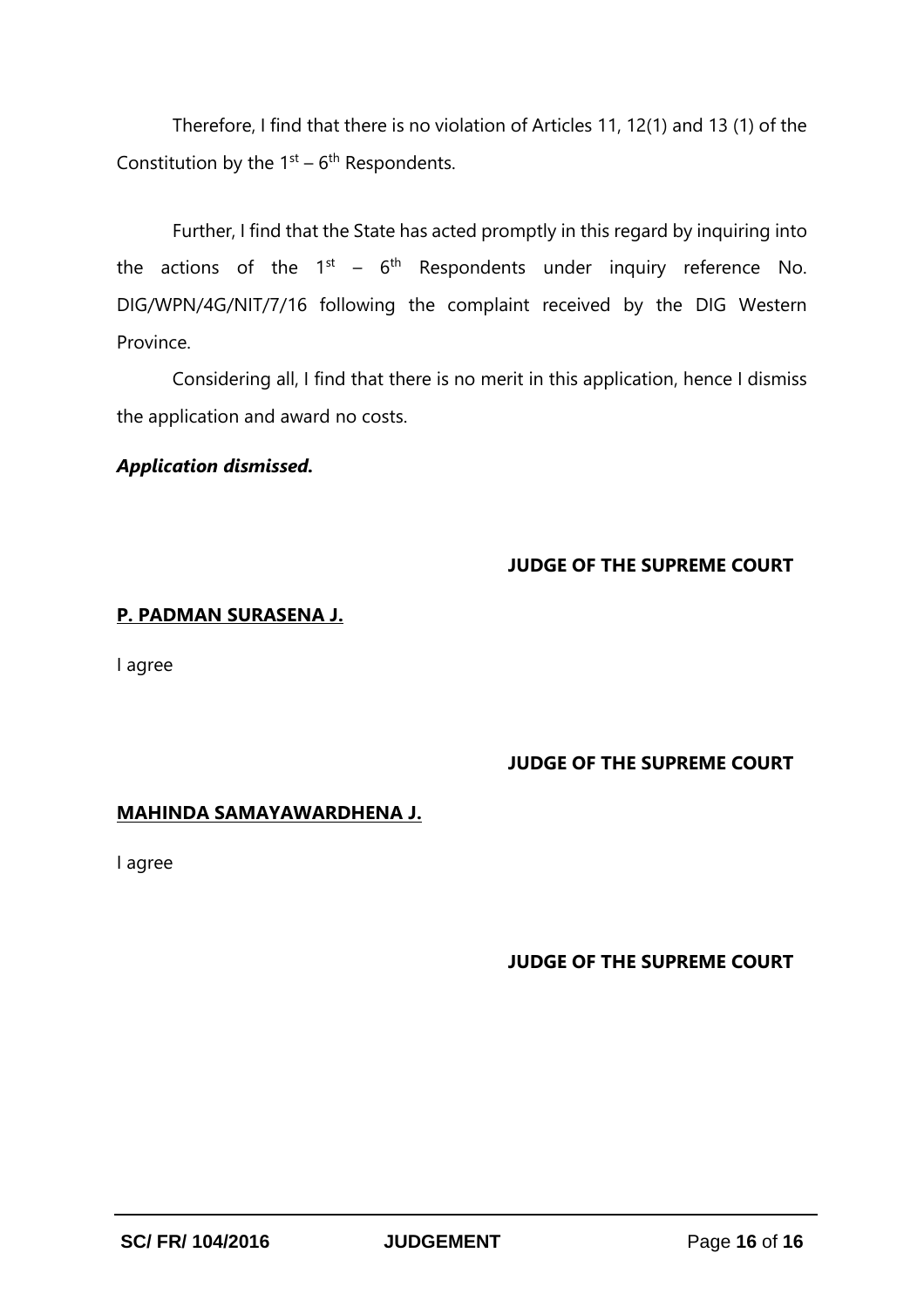Therefore, I find that there is no violation of Articles 11, 12(1) and 13 (1) of the Constitution by the $1^{st}$ – $6^{th}$ Respondents.

Further, I find that the State has acted promptly in this regard by inquiring into the actions of the $1^{st}$ – $6^{th}$ Respondents under inquiry reference No. DIG/WPN/4G/NIT/7/16 following the complaint received by the DIG Western Province.

Considering all, I find that there is no merit in this application, hence I dismiss the application and award no costs.

***Application dismissed.***

**JUDGE OF THE SUPREME COURT**

**P. PADMAN SURASENA J.**

I agree

**JUDGE OF THE SUPREME COURT**

**MAHINDA SAMAYAWARDHENA J.**

I agree

**JUDGE OF THE SUPREME COURT**